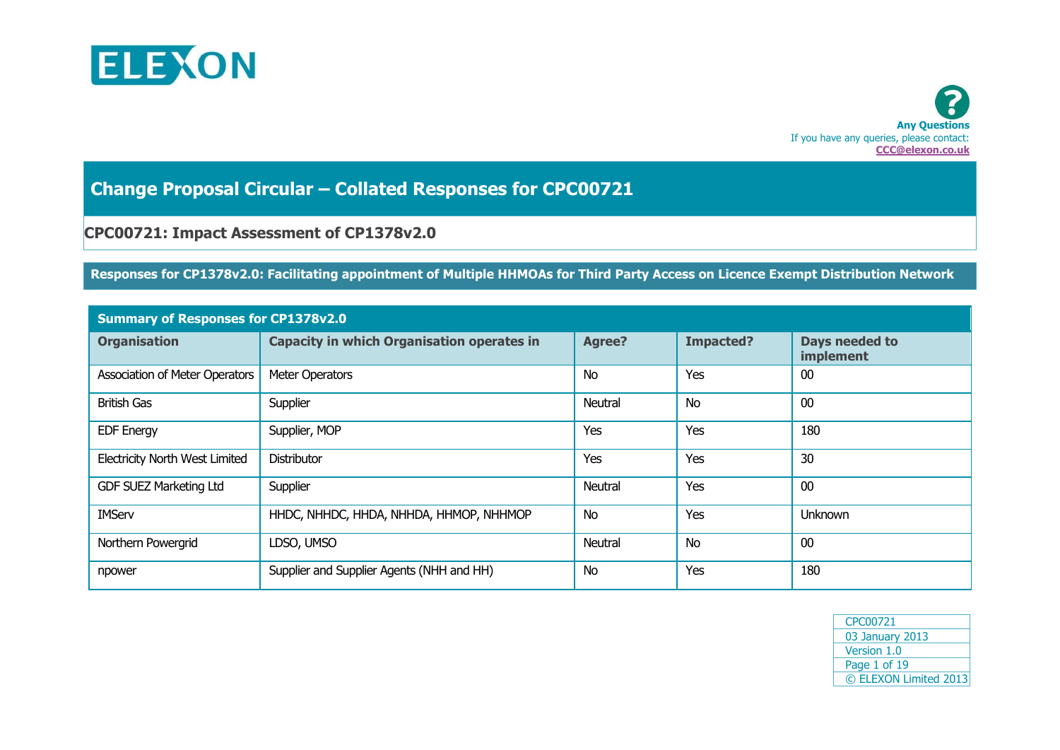ELEXON

**Any Questions**
If you have any queries, please contact:
**CCC@elexon.co.uk**

# Change Proposal Circular – Collated Responses for CPC00721

## CPC00721: Impact Assessment of CP1378v2.0

### Responses for CP1378v2.0: Facilitating appointment of Multiple HHMOAs for Third Party Access on Licence Exempt Distribution Network

| Summary of Responses for CP1378v2.0 | | | | |
|---|---|---|---|---|
| **Organisation** | **Capacity in which Organisation operates in** | **Agree?** | **Impacted?** | **Days needed to implement** |
| Association of Meter Operators | Meter Operators | No | Yes | 00 |
| British Gas | Supplier | Neutral | No | 00 |
| EDF Energy | Supplier, MOP | Yes | Yes | 180 |
| Electricity North West Limited | Distributor | Yes | Yes | 30 |
| GDF SUEZ Marketing Ltd | Supplier | Neutral | Yes | 00 |
| IMServ | HHDC, NHHDC, HHDA, NHHDA, HHMOP, NHHMOP | No | Yes | Unknown |
| Northern Powergrid | LDSO, UMSO | Neutral | No | 00 |
| npower | Supplier and Supplier Agents (NHH and HH) | No | Yes | 180 |

CPC00721
03 January 2013
Version 1.0
© ELEXON Limited 2013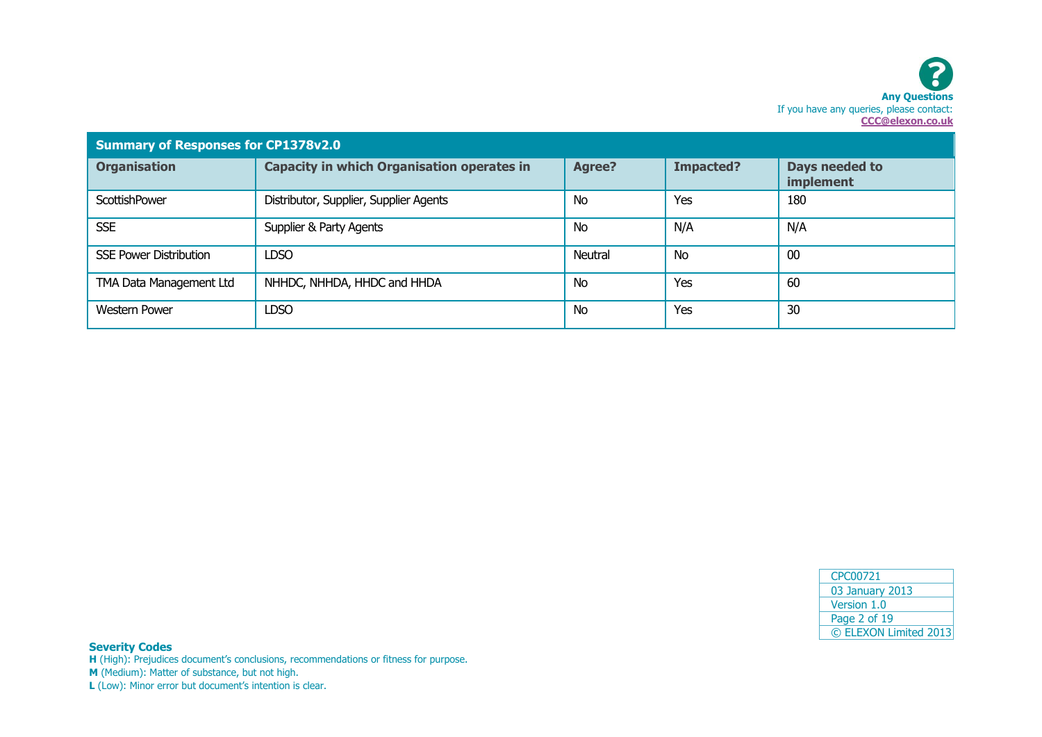**Any Questions**
If you have any queries, please contact:
**CCC@elexon.co.uk**

| Summary of Responses for CP1378v2.0 | | | | |
|---|---|---|---|---|
| **Organisation** | **Capacity in which Organisation operates in** | **Agree?** | **Impacted?** | **Days needed to implement** |
| ScottishPower | Distributor, Supplier, Supplier Agents | No | Yes | 180 |
| SSE | Supplier & Party Agents | No | N/A | N/A |
| SSE Power Distribution | LDSO | Neutral | No | 00 |
| TMA Data Management Ltd | NHHDC, NHHDA, HHDC and HHDA | No | Yes | 60 |
| Western Power | LDSO | No | Yes | 30 |

CPC00721
03 January 2013
Version 1.0
© ELEXON Limited 2013

**Severity Codes**
**H** (High): Prejudices document's conclusions, recommendations or fitness for purpose.
**M** (Medium): Matter of substance, but not high.
**L** (Low): Minor error but document's intention is clear.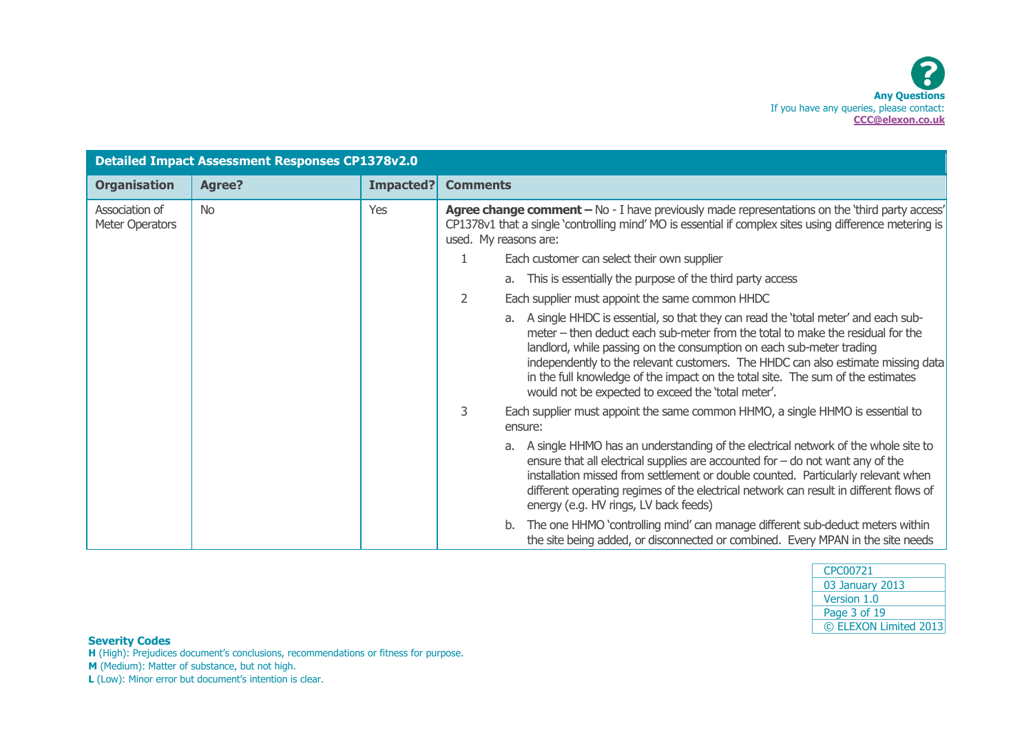**Any Questions**
If you have any queries, please contact:
**CCC@elexon.co.uk**

| Detailed Impact Assessment Responses CP1378v2.0 | | | |
|---|---|---|---|
| **Organisation** | **Agree?** | **Impacted?** | **Comments** |
| Association of Meter Operators | No | Yes | **Agree change comment –** No - I have previously made representations on the 'third party access' CP1378v1 that a single 'controlling mind' MO is essential if complex sites using difference metering is used. My reasons are:<br><br>1 Each customer can select their own supplier<br>a. This is essentially the purpose of the third party access<br><br>2 Each supplier must appoint the same common HHDC<br>a. A single HHDC is essential, so that they can read the 'total meter' and each sub-meter – then deduct each sub-meter from the total to make the residual for the landlord, while passing on the consumption on each sub-meter trading independently to the relevant customers. The HHDC can also estimate missing data in the full knowledge of the impact on the total site. The sum of the estimates would not be expected to exceed the 'total meter'.<br><br>3 Each supplier must appoint the same common HHMO, a single HHMO is essential to ensure:<br>a. A single HHMO has an understanding of the electrical network of the whole site to ensure that all electrical supplies are accounted for – do not want any of the installation missed from settlement or double counted. Particularly relevant when different operating regimes of the electrical network can result in different flows of energy (e.g. HV rings, LV back feeds)<br>b. The one HHMO 'controlling mind' can manage different sub-deduct meters within the site being added, or disconnected or combined. Every MPAN in the site needs |

CPC00721
03 January 2013
Version 1.0
© ELEXON Limited 2013

**Severity Codes**
**H** (High): Prejudices document's conclusions, recommendations or fitness for purpose.
**M** (Medium): Matter of substance, but not high.
**L** (Low): Minor error but document's intention is clear.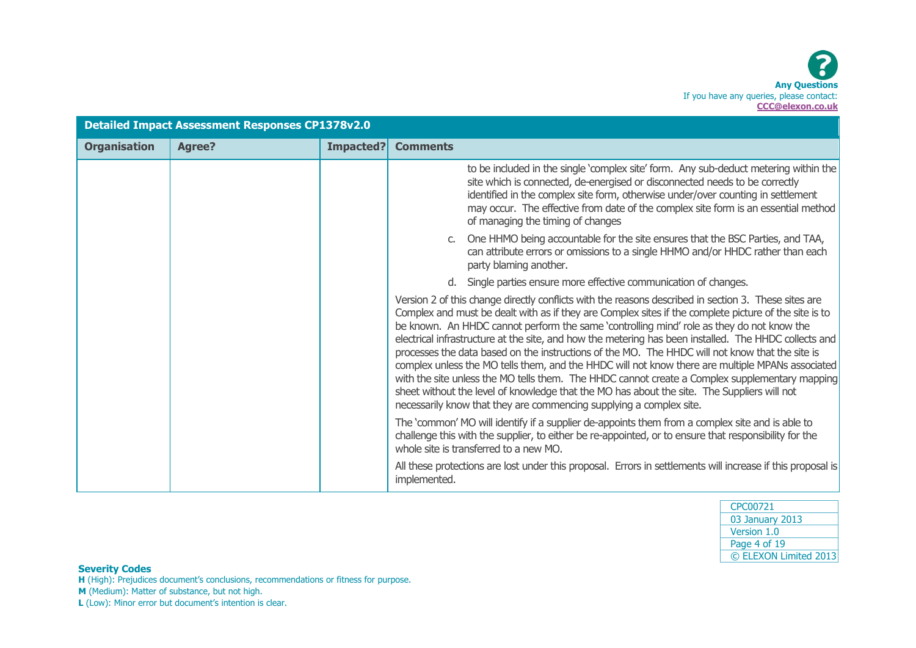Any Questions
If you have any queries, please contact:
**CCC@elexon.co.uk**

| Detailed Impact Assessment Responses CP1378v2.0 | | | |
|---|---|---|---|
| **Organisation** | **Agree?** | **Impacted?** | **Comments** |
| | | | to be included in the single 'complex site' form. Any sub-deduct metering within the site which is connected, de-energised or disconnected needs to be correctly identified in the complex site form, otherwise under/over counting in settlement may occur. The effective from date of the complex site form is an essential method of managing the timing of changes<br><br>c. One HHMO being accountable for the site ensures that the BSC Parties, and TAA, can attribute errors or omissions to a single HHMO and/or HHDC rather than each party blaming another.<br><br>d. Single parties ensure more effective communication of changes.<br><br>Version 2 of this change directly conflicts with the reasons described in section 3. These sites are Complex and must be dealt with as if they are Complex sites if the complete picture of the site is to be known. An HHDC cannot perform the same 'controlling mind' role as they do not know the electrical infrastructure at the site, and how the metering has been installed. The HHDC collects and processes the data based on the instructions of the MO. The HHDC will not know that the site is complex unless the MO tells them, and the HHDC will not know there are multiple MPANs associated with the site unless the MO tells them. The HHDC cannot create a Complex supplementary mapping sheet without the level of knowledge that the MO has about the site. The Suppliers will not necessarily know that they are commencing supplying a complex site.<br><br>The 'common' MO will identify if a supplier de-appoints them from a complex site and is able to challenge this with the supplier, to either be re-appointed, or to ensure that responsibility for the whole site is transferred to a new MO.<br><br>All these protections are lost under this proposal. Errors in settlements will increase if this proposal is implemented. |

CPC00721
03 January 2013
Version 1.0
© ELEXON Limited 2013

**Severity Codes**
**H** (High): Prejudices document's conclusions, recommendations or fitness for purpose.
**M** (Medium): Matter of substance, but not high.
**L** (Low): Minor error but document's intention is clear.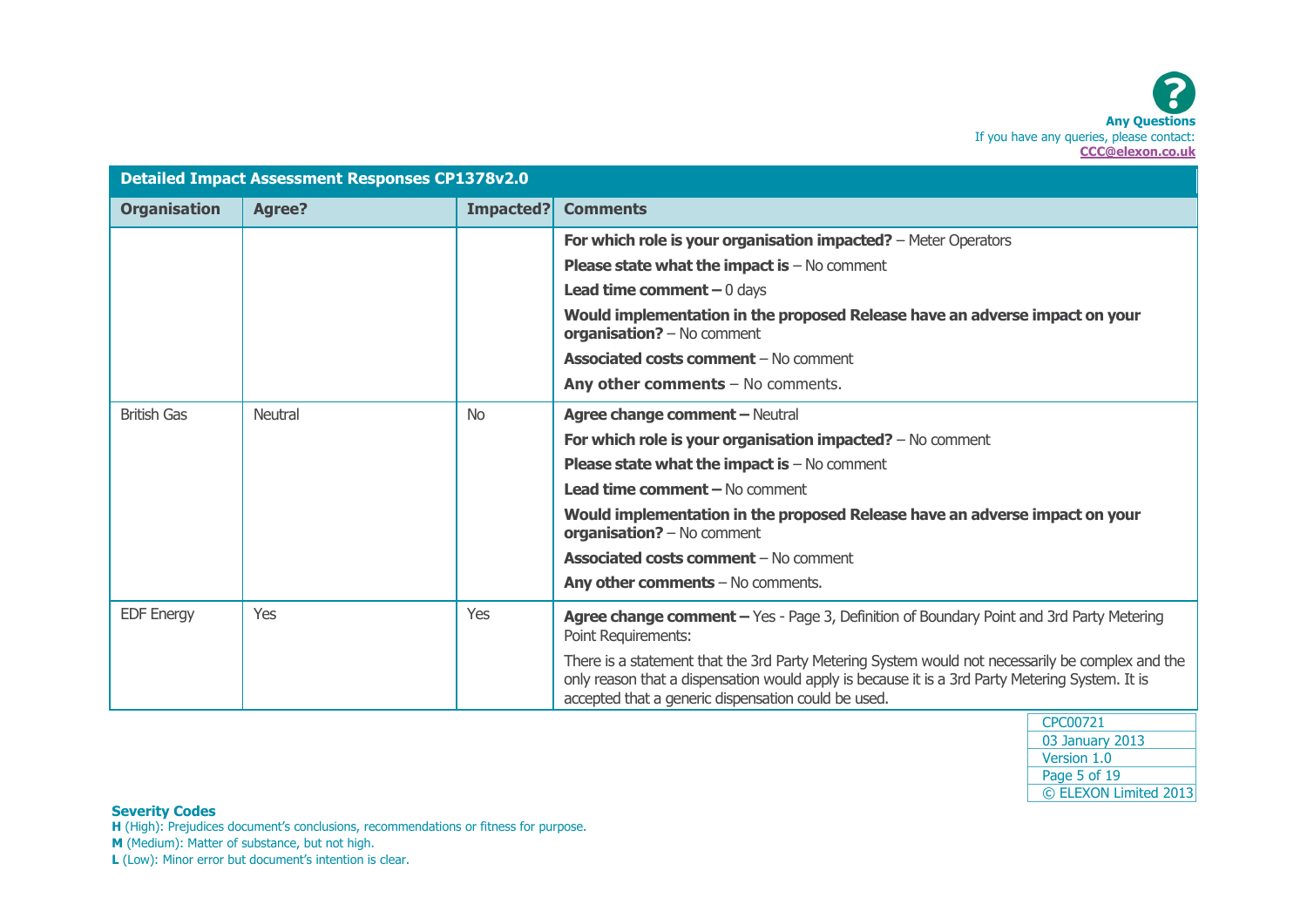Any Questions
If you have any queries, please contact: CCC@elexon.co.uk

| Detailed Impact Assessment Responses CP1378v2.0 | | | |
|---|---|---|---|
| **Organisation** | **Agree?** | **Impacted?** | **Comments** |
| | | | **For which role is your organisation impacted?** – Meter Operators<br><br>**Please state what the impact is** – No comment<br><br>**Lead time comment –** 0 days<br><br>**Would implementation in the proposed Release have an adverse impact on your organisation?** – No comment<br><br>**Associated costs comment** – No comment<br><br>**Any other comments** – No comments. |
| British Gas | Neutral | No | **Agree change comment –** Neutral<br><br>**For which role is your organisation impacted?** – No comment<br><br>**Please state what the impact is** – No comment<br><br>**Lead time comment –** No comment<br><br>**Would implementation in the proposed Release have an adverse impact on your organisation?** – No comment<br><br>**Associated costs comment** – No comment<br><br>**Any other comments** – No comments. |
| EDF Energy | Yes | Yes | **Agree change comment –** Yes - Page 3, Definition of Boundary Point and 3rd Party Metering Point Requirements:<br><br>There is a statement that the 3rd Party Metering System would not necessarily be complex and the only reason that a dispensation would apply is because it is a 3rd Party Metering System. It is accepted that a generic dispensation could be used. |

CPC00721
03 January 2013
Version 1.0
© ELEXON Limited 2013

**Severity Codes**

**H** (High): Prejudices document's conclusions, recommendations or fitness for purpose.
**M** (Medium): Matter of substance, but not high.
**L** (Low): Minor error but document's intention is clear.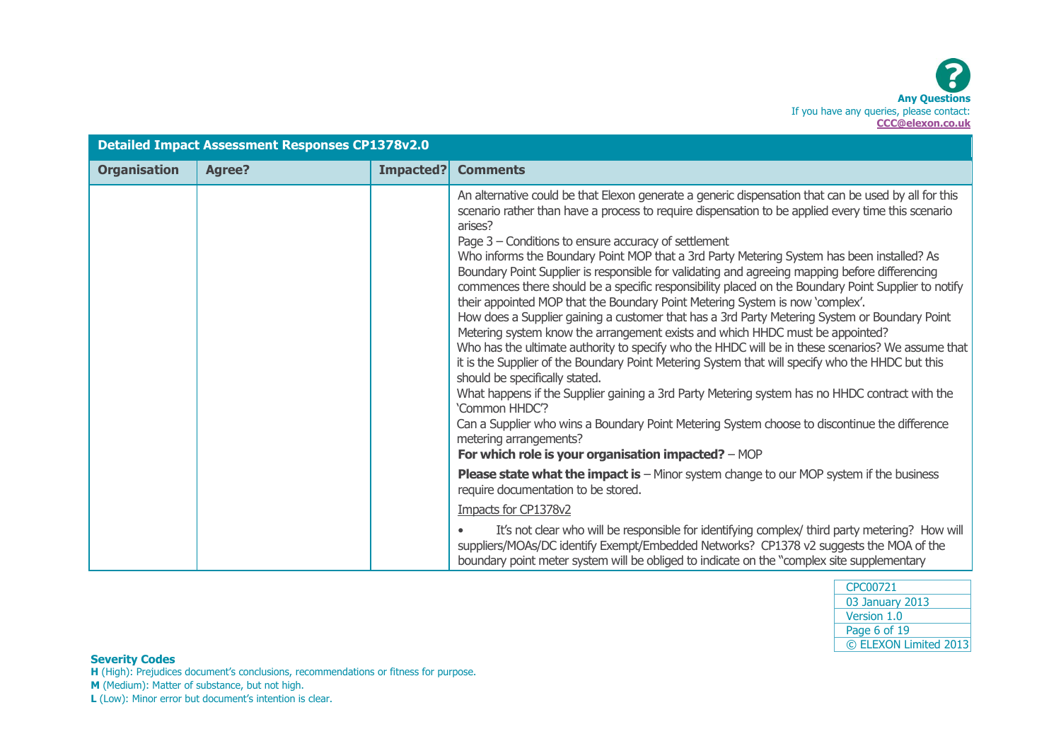| Detailed Impact Assessment Responses CP1378v2.0 | | | |
|---|---|---|---|
| **Organisation** | **Agree?** | **Impacted?** | **Comments** |
| | | | An alternative could be that Elexon generate a generic dispensation that can be used by all for this scenario rather than have a process to require dispensation to be applied every time this scenario arises?<br>Page 3 – Conditions to ensure accuracy of settlement<br>Who informs the Boundary Point MOP that a 3rd Party Metering System has been installed? As Boundary Point Supplier is responsible for validating and agreeing mapping before differencing commences there should be a specific responsibility placed on the Boundary Point Supplier to notify their appointed MOP that the Boundary Point Metering System is now 'complex'.<br>How does a Supplier gaining a customer that has a 3rd Party Metering System or Boundary Point Metering system know the arrangement exists and which HHDC must be appointed?<br>Who has the ultimate authority to specify who the HHDC will be in these scenarios? We assume that it is the Supplier of the Boundary Point Metering System that will specify who the HHDC but this should be specifically stated.<br>What happens if the Supplier gaining a 3rd Party Metering system has no HHDC contract with the 'Common HHDC'?<br>Can a Supplier who wins a Boundary Point Metering System choose to discontinue the difference metering arrangements?<br>**For which role is your organisation impacted?** – MOP<br>**Please state what the impact is** – Minor system change to our MOP system if the business require documentation to be stored.<br>Impacts for CP1378v2<br>• It's not clear who will be responsible for identifying complex/ third party metering? How will suppliers/MOAs/DC identify Exempt/Embedded Networks? CP1378 v2 suggests the MOA of the boundary point meter system will be obliged to indicate on the "complex site supplementary |

**Severity Codes**

**H** (High): Prejudices document's conclusions, recommendations or fitness for purpose.

**M** (Medium): Matter of substance, but not high.

**L** (Low): Minor error but document's intention is clear.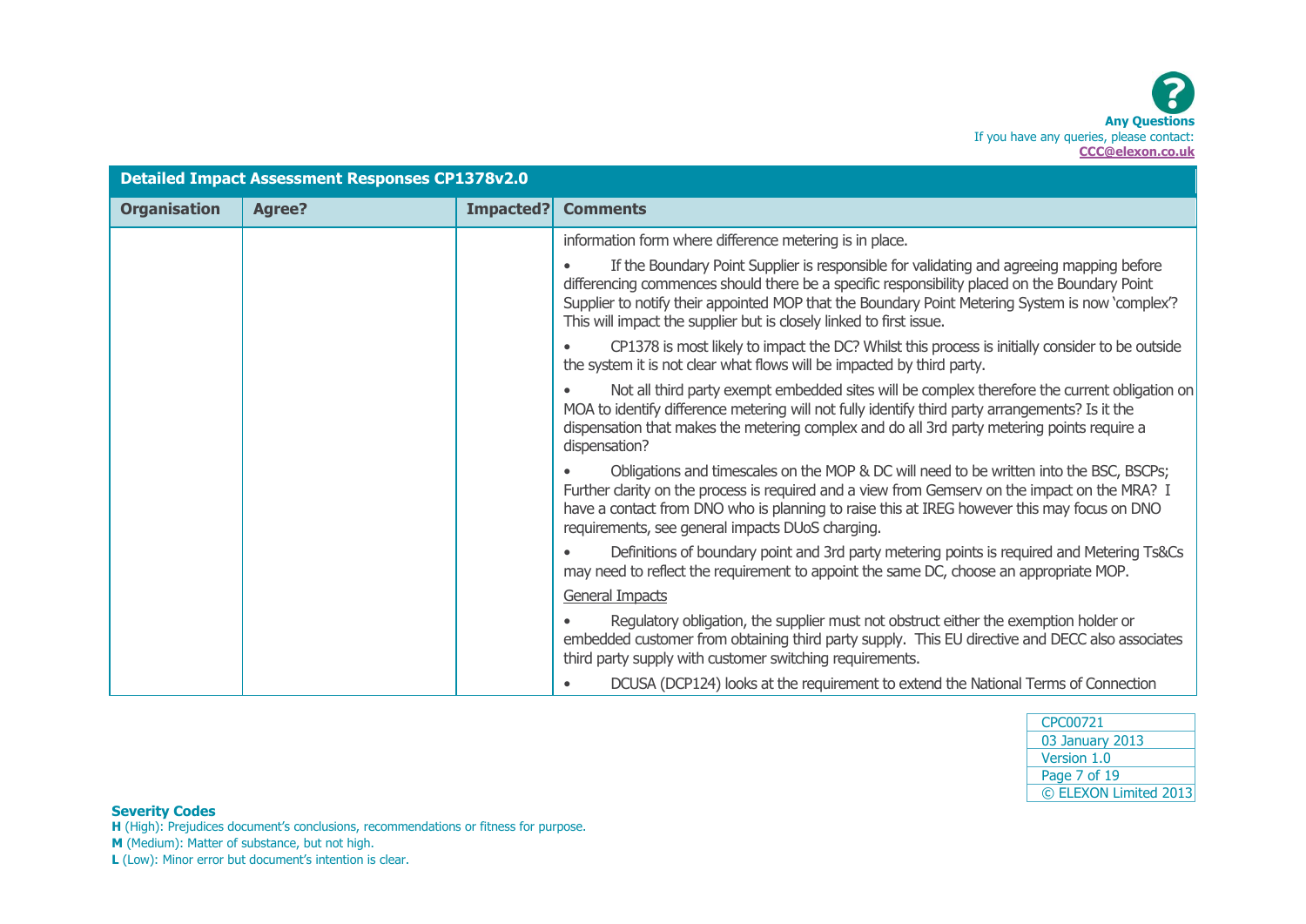Any Questions
If you have any queries, please contact:
CCC@elexon.co.uk

| Detailed Impact Assessment Responses CP1378v2.0 | | | |
|---|---|---|---|
| **Organisation** | **Agree?** | **Impacted?** | **Comments** |
| | | | information form where difference metering is in place.<br><br>• If the Boundary Point Supplier is responsible for validating and agreeing mapping before differencing commences should there be a specific responsibility placed on the Boundary Point Supplier to notify their appointed MOP that the Boundary Point Metering System is now 'complex'? This will impact the supplier but is closely linked to first issue.<br><br>• CP1378 is most likely to impact the DC? Whilst this process is initially consider to be outside the system it is not clear what flows will be impacted by third party.<br><br>• Not all third party exempt embedded sites will be complex therefore the current obligation on MOA to identify difference metering will not fully identify third party arrangements? Is it the dispensation that makes the metering complex and do all 3rd party metering points require a dispensation?<br><br>• Obligations and timescales on the MOP & DC will need to be written into the BSC, BSCPs; Further clarity on the process is required and a view from Gemserv on the impact on the MRA? I have a contact from DNO who is planning to raise this at IREG however this may focus on DNO requirements, see general impacts DUoS charging.<br><br>• Definitions of boundary point and 3rd party metering points is required and Metering Ts&Cs may need to reflect the requirement to appoint the same DC, choose an appropriate MOP.<br><br><u>General Impacts</u><br><br>• Regulatory obligation, the supplier must not obstruct either the exemption holder or embedded customer from obtaining third party supply. This EU directive and DECC also associates third party supply with customer switching requirements.<br><br>• DCUSA (DCP124) looks at the requirement to extend the National Terms of Connection |

**Severity Codes**
**H** (High): Prejudices document's conclusions, recommendations or fitness for purpose.
**M** (Medium): Matter of substance, but not high.
**L** (Low): Minor error but document's intention is clear.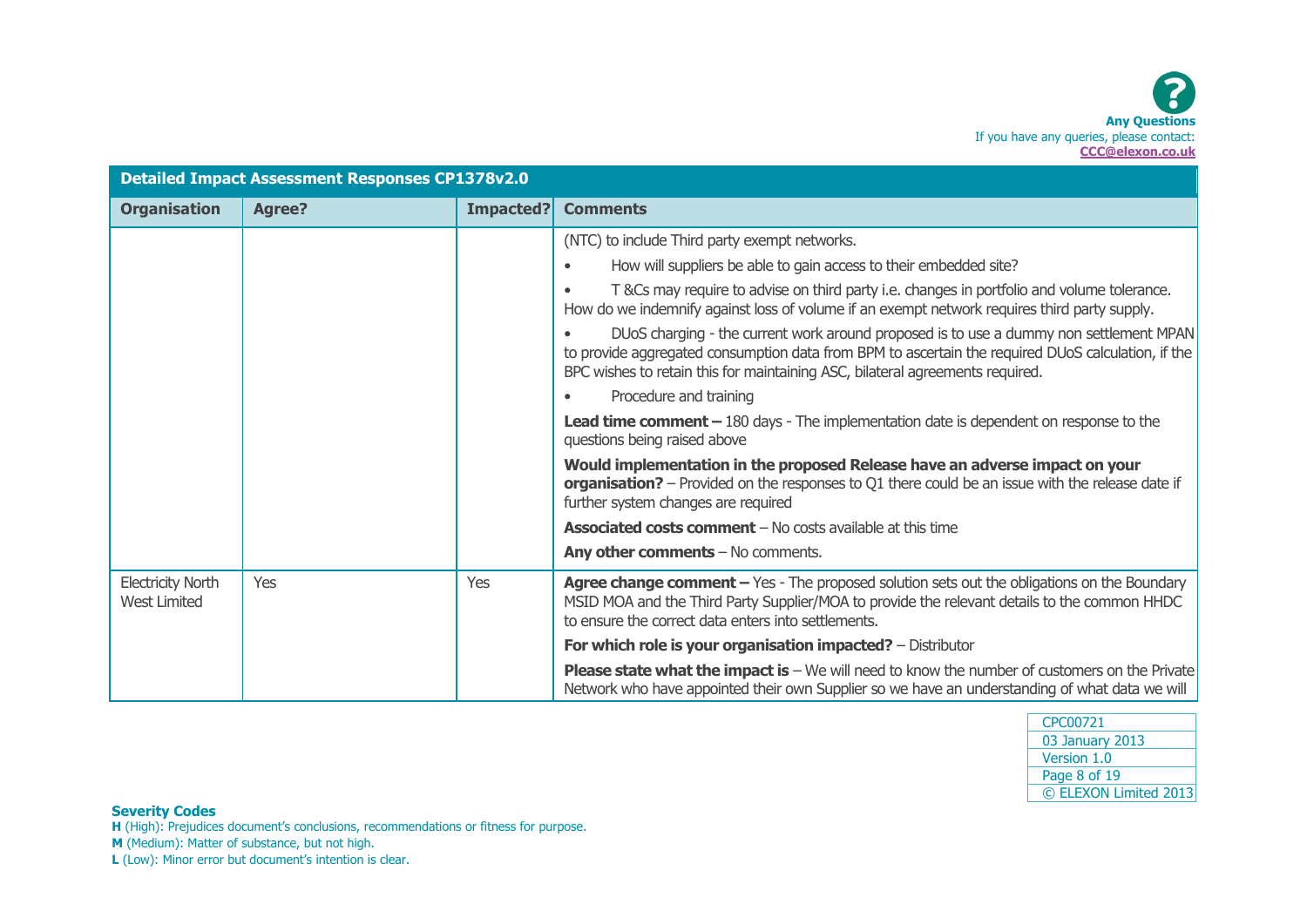| Detailed Impact Assessment Responses CP1378v2.0 | | | |
|---|---|---|---|
| **Organisation** | **Agree?** | **Impacted?** | **Comments** |
| | | | (NTC) to include Third party exempt networks.<br>• How will suppliers be able to gain access to their embedded site?<br>• T &Cs may require to advise on third party i.e. changes in portfolio and volume tolerance. How do we indemnify against loss of volume if an exempt network requires third party supply.<br>• DUoS charging - the current work around proposed is to use a dummy non settlement MPAN to provide aggregated consumption data from BPM to ascertain the required DUoS calculation, if the BPC wishes to retain this for maintaining ASC, bilateral agreements required.<br>• Procedure and training<br>**Lead time comment –** 180 days - The implementation date is dependent on response to the questions being raised above<br>**Would implementation in the proposed Release have an adverse impact on your organisation?** – Provided on the responses to Q1 there could be an issue with the release date if further system changes are required<br>**Associated costs comment** – No costs available at this time<br>**Any other comments** – No comments. |
| Electricity North West Limited | Yes | Yes | **Agree change comment –** Yes - The proposed solution sets out the obligations on the Boundary MSID MOA and the Third Party Supplier/MOA to provide the relevant details to the common HHDC to ensure the correct data enters into settlements.<br>**For which role is your organisation impacted?** – Distributor<br>**Please state what the impact is** – We will need to know the number of customers on the Private Network who have appointed their own Supplier so we have an understanding of what data we will |

**Severity Codes**
**H** (High): Prejudices document's conclusions, recommendations or fitness for purpose.
**M** (Medium): Matter of substance, but not high.
**L** (Low): Minor error but document's intention is clear.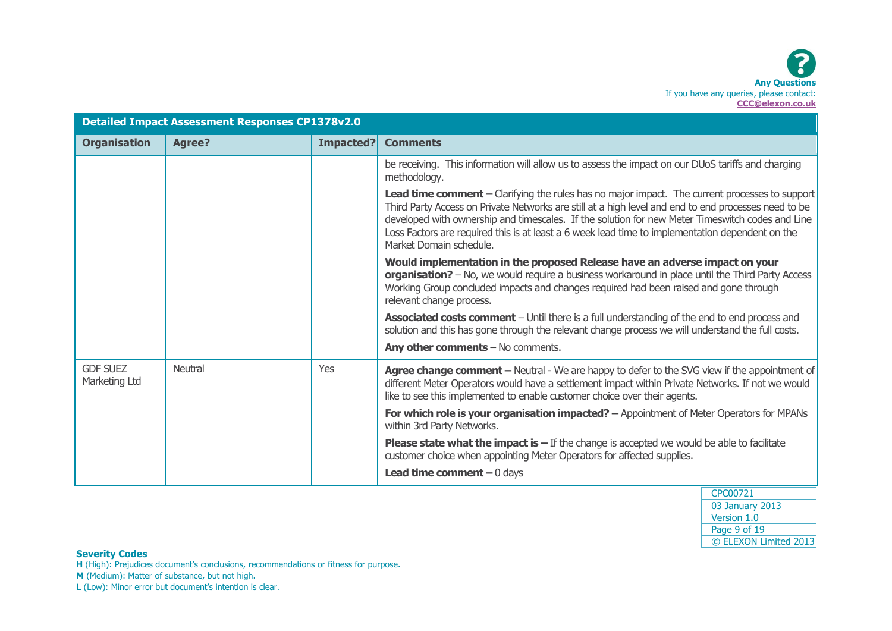| Detailed Impact Assessment Responses CP1378v2.0 | | | |
|---|---|---|---|
| **Organisation** | **Agree?** | **Impacted?** | **Comments** |
| | | | be receiving. This information will allow us to assess the impact on our DUoS tariffs and charging methodology.<br><br>**Lead time comment –** Clarifying the rules has no major impact. The current processes to support Third Party Access on Private Networks are still at a high level and end to end processes need to be developed with ownership and timescales. If the solution for new Meter Timeswitch codes and Line Loss Factors are required this is at least a 6 week lead time to implementation dependent on the Market Domain schedule.<br><br>**Would implementation in the proposed Release have an adverse impact on your organisation?** – No, we would require a business workaround in place until the Third Party Access Working Group concluded impacts and changes required had been raised and gone through relevant change process.<br><br>**Associated costs comment** – Until there is a full understanding of the end to end process and solution and this has gone through the relevant change process we will understand the full costs.<br><br>**Any other comments** – No comments. |
| GDF SUEZ Marketing Ltd | Neutral | Yes | **Agree change comment –** Neutral - We are happy to defer to the SVG view if the appointment of different Meter Operators would have a settlement impact within Private Networks. If not we would like to see this implemented to enable customer choice over their agents.<br><br>**For which role is your organisation impacted? –** Appointment of Meter Operators for MPANs within 3rd Party Networks.<br><br>**Please state what the impact is –** If the change is accepted we would be able to facilitate customer choice when appointing Meter Operators for affected supplies.<br><br>**Lead time comment –** 0 days |

**Severity Codes**

**H** (High): Prejudices document's conclusions, recommendations or fitness for purpose.

**M** (Medium): Matter of substance, but not high.

**L** (Low): Minor error but document's intention is clear.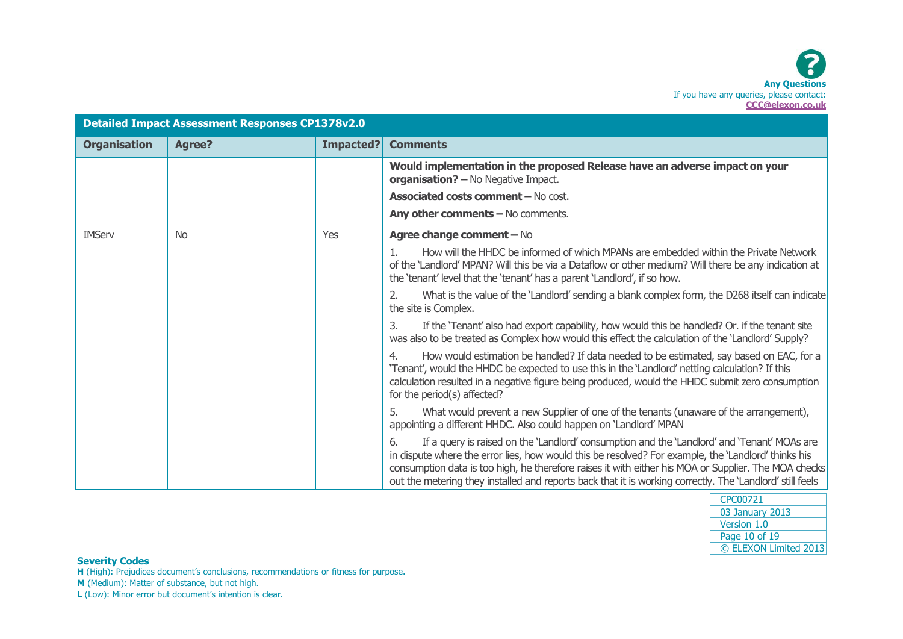**Any Questions**
If you have any queries, please contact:
**CCC@elexon.co.uk**

| Detailed Impact Assessment Responses CP1378v2.0 | | | |
|---|---|---|---|
| **Organisation** | **Agree?** | **Impacted?** | **Comments** |
| | | | **Would implementation in the proposed Release have an adverse impact on your organisation? –** No Negative Impact.<br>**Associated costs comment –** No cost.<br>**Any other comments –** No comments. |
| IMServ | No | Yes | **Agree change comment –** No<br>1. How will the HHDC be informed of which MPANs are embedded within the Private Network of the 'Landlord' MPAN? Will this be via a Dataflow or other medium? Will there be any indication at the 'tenant' level that the 'tenant' has a parent 'Landlord', if so how.<br>2. What is the value of the 'Landlord' sending a blank complex form, the D268 itself can indicate the site is Complex.<br>3. If the 'Tenant' also had export capability, how would this be handled? Or. if the tenant site was also to be treated as Complex how would this effect the calculation of the 'Landlord' Supply?<br>4. How would estimation be handled? If data needed to be estimated, say based on EAC, for a 'Tenant', would the HHDC be expected to use this in the 'Landlord' netting calculation? If this calculation resulted in a negative figure being produced, would the HHDC submit zero consumption for the period(s) affected?<br>5. What would prevent a new Supplier of one of the tenants (unaware of the arrangement), appointing a different HHDC. Also could happen on 'Landlord' MPAN<br>6. If a query is raised on the 'Landlord' consumption and the 'Landlord' and 'Tenant' MOAs are in dispute where the error lies, how would this be resolved? For example, the 'Landlord' thinks his consumption data is too high, he therefore raises it with either his MOA or Supplier. The MOA checks out the metering they installed and reports back that it is working correctly. The 'Landlord' still feels |

CPC00721
03 January 2013
Version 1.0
© ELEXON Limited 2013

**Severity Codes**
**H** (High): Prejudices document's conclusions, recommendations or fitness for purpose.
**M** (Medium): Matter of substance, but not high.
**L** (Low): Minor error but document's intention is clear.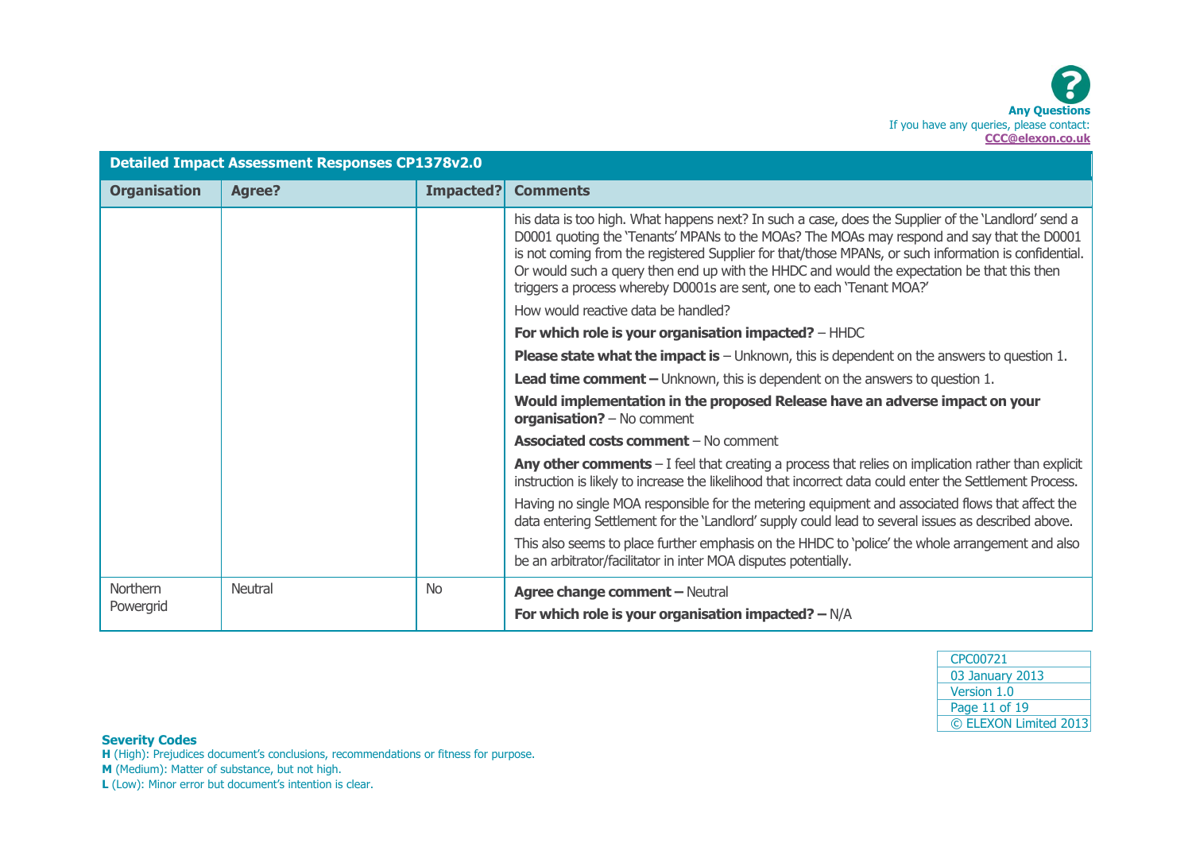| Detailed Impact Assessment Responses CP1378v2.0 | | | |
|---|---|---|---|
| **Organisation** | **Agree?** | **Impacted?** | **Comments** |
| | | | his data is too high. What happens next? In such a case, does the Supplier of the 'Landlord' send a D0001 quoting the 'Tenants' MPANs to the MOAs? The MOAs may respond and say that the D0001 is not coming from the registered Supplier for that/those MPANs, or such information is confidential. Or would such a query then end up with the HHDC and would the expectation be that this then triggers a process whereby D0001s are sent, one to each 'Tenant MOA?' <br><br> How would reactive data be handled? <br><br> **For which role is your organisation impacted?** – HHDC <br><br> **Please state what the impact is** – Unknown, this is dependent on the answers to question 1. <br><br> **Lead time comment –** Unknown, this is dependent on the answers to question 1. <br><br> **Would implementation in the proposed Release have an adverse impact on your organisation?** – No comment <br><br> **Associated costs comment** – No comment <br><br> **Any other comments** – I feel that creating a process that relies on implication rather than explicit instruction is likely to increase the likelihood that incorrect data could enter the Settlement Process. <br><br> Having no single MOA responsible for the metering equipment and associated flows that affect the data entering Settlement for the 'Landlord' supply could lead to several issues as described above. <br><br> This also seems to place further emphasis on the HHDC to 'police' the whole arrangement and also be an arbitrator/facilitator in inter MOA disputes potentially. |
| Northern Powergrid | Neutral | No | **Agree change comment –** Neutral <br><br> **For which role is your organisation impacted? –** N/A |

**Severity Codes**

**H** (High): Prejudices document's conclusions, recommendations or fitness for purpose.

**M** (Medium): Matter of substance, but not high.

**L** (Low): Minor error but document's intention is clear.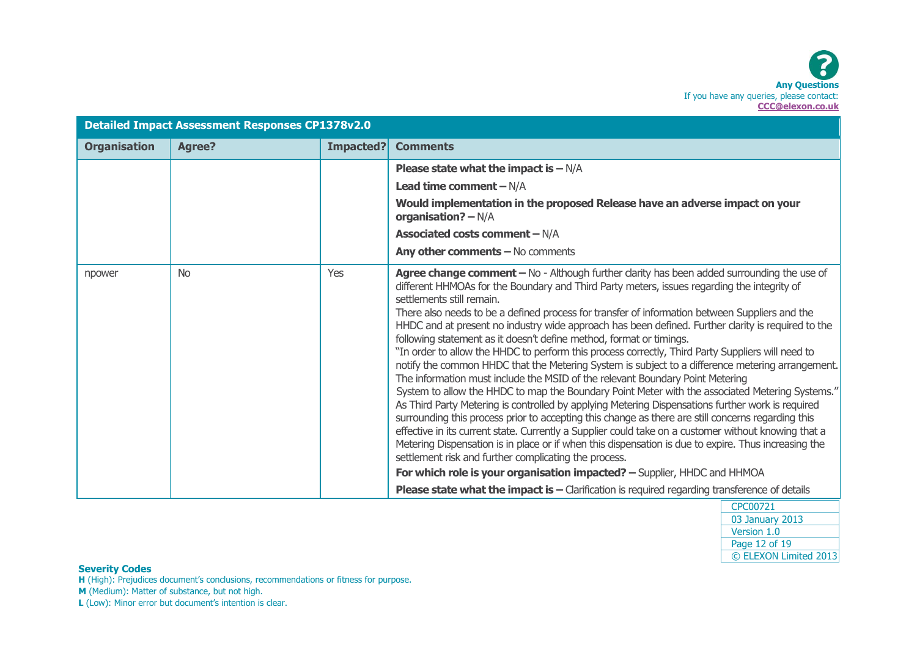Any Questions
If you have any queries, please contact:
CCC@elexon.co.uk

**Detailed Impact Assessment Responses CP1378v2.0**

| Organisation | Agree? | Impacted? | Comments |
|---|---|---|---|
| | | | **Please state what the impact is –** N/A<br>**Lead time comment –** N/A<br>**Would implementation in the proposed Release have an adverse impact on your organisation? –** N/A<br>**Associated costs comment –** N/A<br>**Any other comments –** No comments |
| npower | No | Yes | **Agree change comment –** No - Although further clarity has been added surrounding the use of different HHMOAs for the Boundary and Third Party meters, issues regarding the integrity of settlements still remain.<br>There also needs to be a defined process for transfer of information between Suppliers and the HHDC and at present no industry wide approach has been defined. Further clarity is required to the following statement as it doesn't define method, format or timings.<br>"In order to allow the HHDC to perform this process correctly, Third Party Suppliers will need to notify the common HHDC that the Metering System is subject to a difference metering arrangement. The information must include the MSID of the relevant Boundary Point Metering System to allow the HHDC to map the Boundary Point Meter with the associated Metering Systems."<br>As Third Party Metering is controlled by applying Metering Dispensations further work is required surrounding this process prior to accepting this change as there are still concerns regarding this effective in its current state. Currently a Supplier could take on a customer without knowing that a Metering Dispensation is in place or if when this dispensation is due to expire. Thus increasing the settlement risk and further complicating the process.<br>**For which role is your organisation impacted? –** Supplier, HHDC and HHMOA<br>**Please state what the impact is –** Clarification is required regarding transference of details |

CPC00721
03 January 2013
Version 1.0
© ELEXON Limited 2013

**Severity Codes**
**H** (High): Prejudices document's conclusions, recommendations or fitness for purpose.
**M** (Medium): Matter of substance, but not high.
**L** (Low): Minor error but document's intention is clear.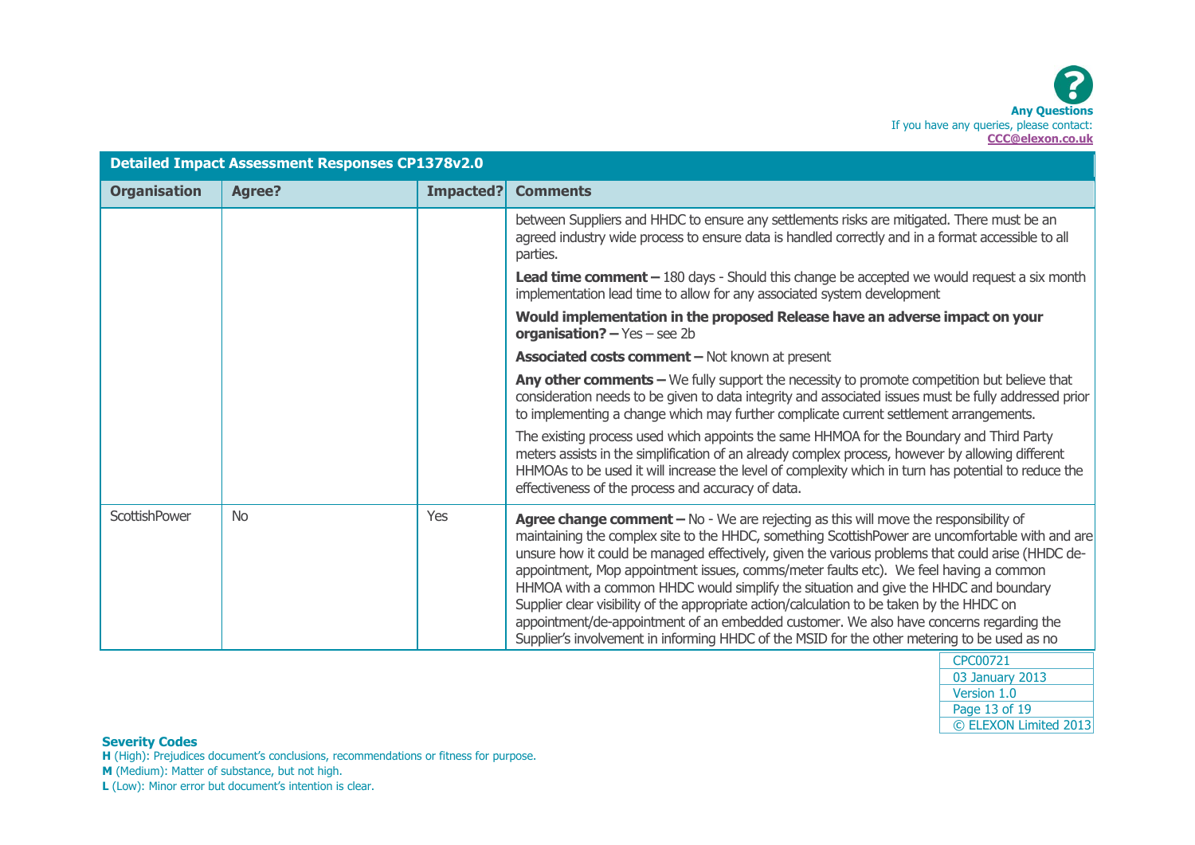| Detailed Impact Assessment Responses CP1378v2.0 | | | |
|---|---|---|---|
| **Organisation** | **Agree?** | **Impacted?** | **Comments** |
| | | | between Suppliers and HHDC to ensure any settlements risks are mitigated. There must be an agreed industry wide process to ensure data is handled correctly and in a format accessible to all parties.<br><br>**Lead time comment –** 180 days - Should this change be accepted we would request a six month implementation lead time to allow for any associated system development<br><br>**Would implementation in the proposed Release have an adverse impact on your organisation? –** Yes – see 2b<br><br>**Associated costs comment –** Not known at present<br><br>**Any other comments –** We fully support the necessity to promote competition but believe that consideration needs to be given to data integrity and associated issues must be fully addressed prior to implementing a change which may further complicate current settlement arrangements.<br><br>The existing process used which appoints the same HHMOA for the Boundary and Third Party meters assists in the simplification of an already complex process, however by allowing different HHMOAs to be used it will increase the level of complexity which in turn has potential to reduce the effectiveness of the process and accuracy of data. |
| ScottishPower | No | Yes | **Agree change comment –** No - We are rejecting as this will move the responsibility of maintaining the complex site to the HHDC, something ScottishPower are uncomfortable with and are unsure how it could be managed effectively, given the various problems that could arise (HHDC de-appointment, Mop appointment issues, comms/meter faults etc). We feel having a common HHMOA with a common HHDC would simplify the situation and give the HHDC and boundary Supplier clear visibility of the appropriate action/calculation to be taken by the HHDC on appointment/de-appointment of an embedded customer. We also have concerns regarding the Supplier's involvement in informing HHDC of the MSID for the other metering to be used as no |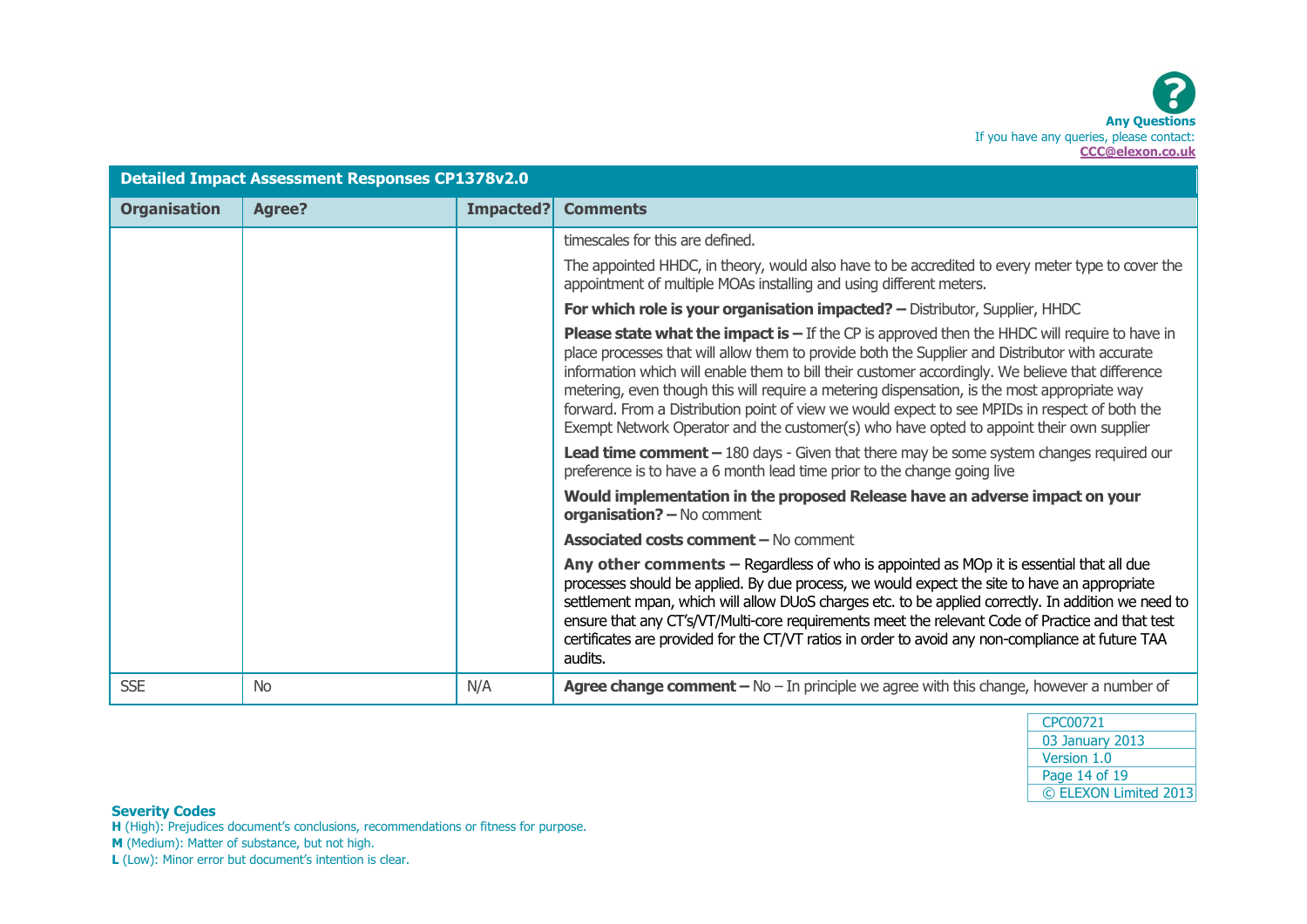**Any Questions**
If you have any queries, please contact:
**CCC@elexon.co.uk**

| Detailed Impact Assessment Responses CP1378v2.0 | | | |
|---|---|---|---|
| **Organisation** | **Agree?** | **Impacted?** | **Comments** |
| | | | timescales for this are defined.<br><br>The appointed HHDC, in theory, would also have to be accredited to every meter type to cover the appointment of multiple MOAs installing and using different meters.<br><br>**For which role is your organisation impacted? –** Distributor, Supplier, HHDC<br><br>**Please state what the impact is –** If the CP is approved then the HHDC will require to have in place processes that will allow them to provide both the Supplier and Distributor with accurate information which will enable them to bill their customer accordingly. We believe that difference metering, even though this will require a metering dispensation, is the most appropriate way forward. From a Distribution point of view we would expect to see MPIDs in respect of both the Exempt Network Operator and the customer(s) who have opted to appoint their own supplier<br><br>**Lead time comment –** 180 days - Given that there may be some system changes required our preference is to have a 6 month lead time prior to the change going live<br><br>**Would implementation in the proposed Release have an adverse impact on your organisation? –** No comment<br><br>**Associated costs comment –** No comment<br><br>**Any other comments –** Regardless of who is appointed as MOp it is essential that all due processes should be applied. By due process, we would expect the site to have an appropriate settlement mpan, which will allow DUoS charges etc. to be applied correctly. In addition we need to ensure that any CT's/VT/Multi-core requirements meet the relevant Code of Practice and that test certificates are provided for the CT/VT ratios in order to avoid any non-compliance at future TAA audits. |
| SSE | No | N/A | **Agree change comment –** No – In principle we agree with this change, however a number of |

| |
|---|
| CPC00721 |
| 03 January 2013 |
| Version 1.0 |
| © ELEXON Limited 2013 |

**Severity Codes**
**H** (High): Prejudices document's conclusions, recommendations or fitness for purpose.
**M** (Medium): Matter of substance, but not high.
**L** (Low): Minor error but document's intention is clear.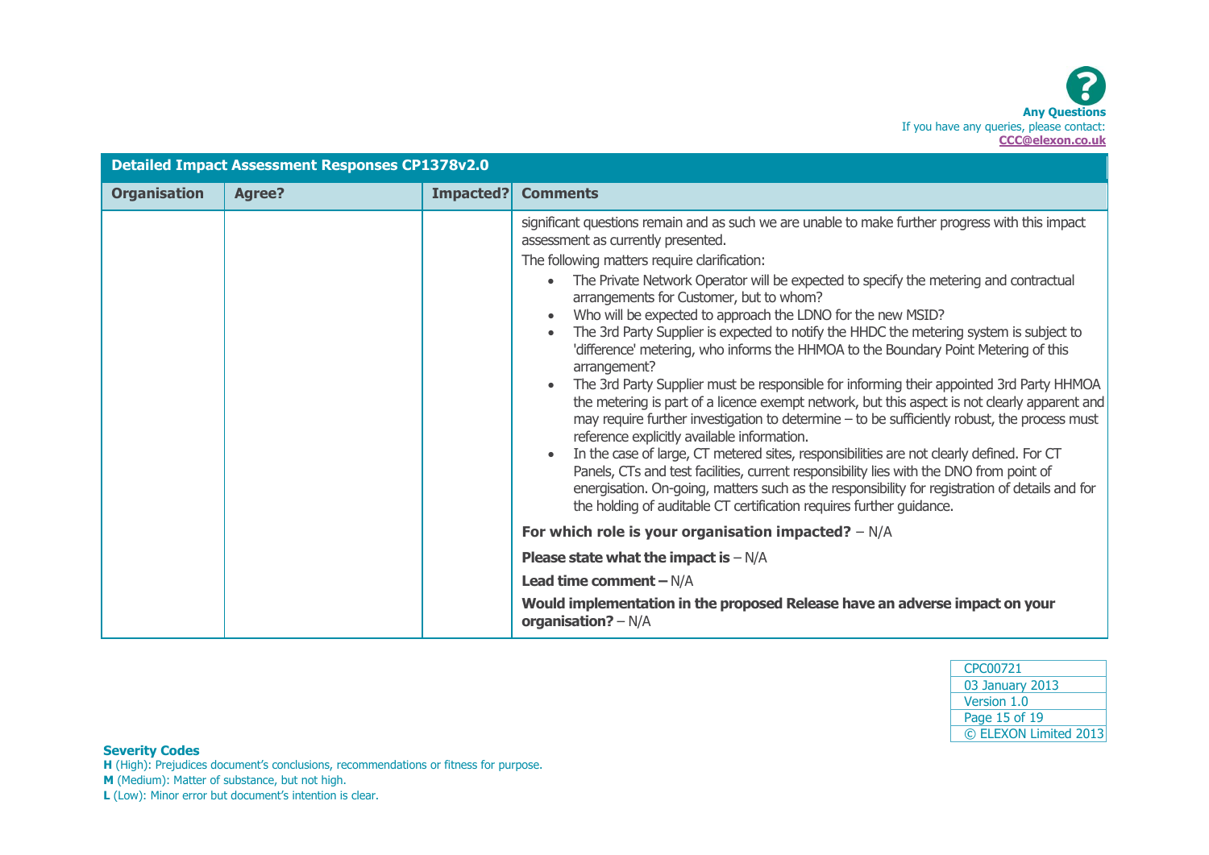**Any Questions**
If you have any queries, please contact:
**CCC@elexon.co.uk**

| Detailed Impact Assessment Responses CP1378v2.0 | | | |
|---|---|---|---|
| **Organisation** | **Agree?** | **Impacted?** | **Comments** |
| | | | significant questions remain and as such we are unable to make further progress with this impact assessment as currently presented.<br><br>The following matters require clarification:<br>• The Private Network Operator will be expected to specify the metering and contractual arrangements for Customer, but to whom?<br>• Who will be expected to approach the LDNO for the new MSID?<br>• The 3rd Party Supplier is expected to notify the HHDC the metering system is subject to 'difference' metering, who informs the HHMOA to the Boundary Point Metering of this arrangement?<br>• The 3rd Party Supplier must be responsible for informing their appointed 3rd Party HHMOA the metering is part of a licence exempt network, but this aspect is not clearly apparent and may require further investigation to determine – to be sufficiently robust, the process must reference explicitly available information.<br>• In the case of large, CT metered sites, responsibilities are not clearly defined. For CT Panels, CTs and test facilities, current responsibility lies with the DNO from point of energisation. On-going, matters such as the responsibility for registration of details and for the holding of auditable CT certification requires further guidance.<br><br>**For which role is your organisation impacted?** – N/A<br><br>**Please state what the impact is** – N/A<br><br>**Lead time comment –** N/A<br><br>**Would implementation in the proposed Release have an adverse impact on your organisation?** – N/A |

**Severity Codes**
**H** (High): Prejudices document's conclusions, recommendations or fitness for purpose.
**M** (Medium): Matter of substance, but not high.
**L** (Low): Minor error but document's intention is clear.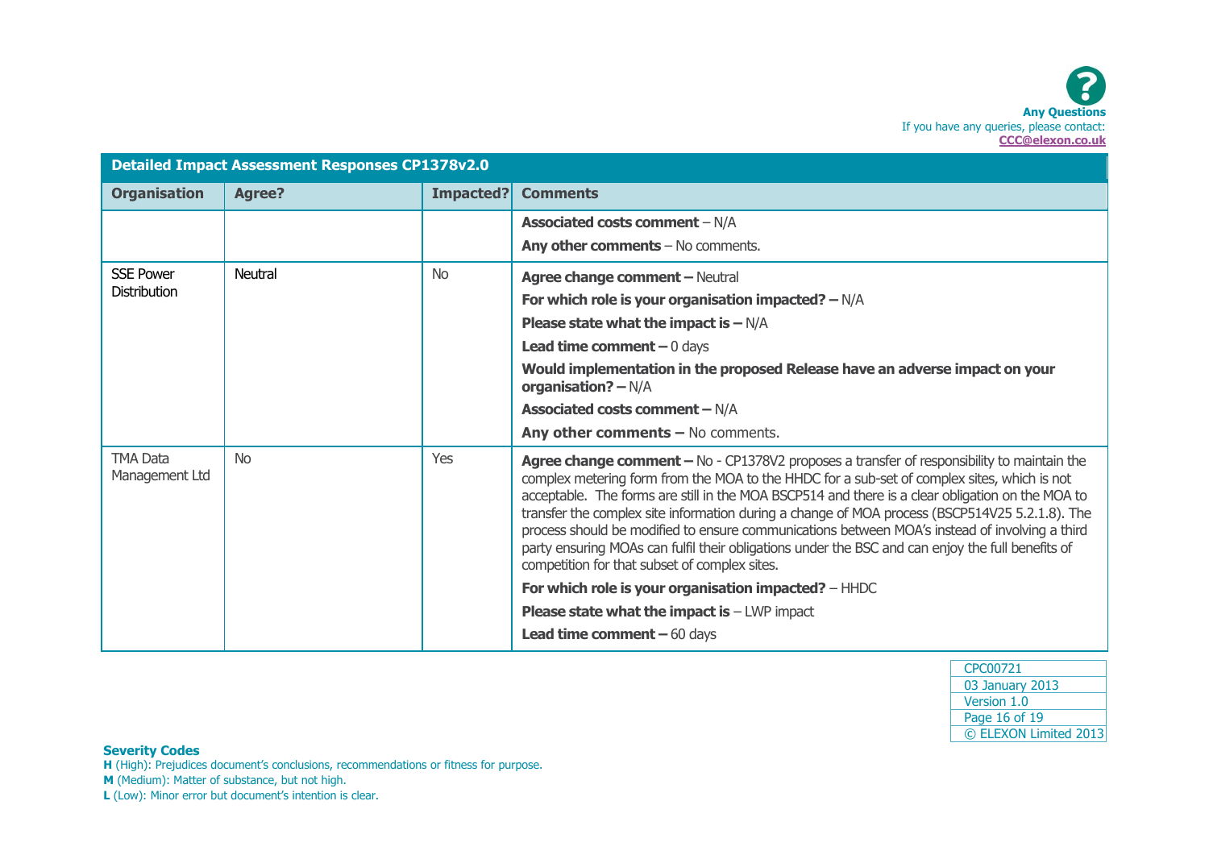Any Questions
If you have any queries, please contact: CCC@elexon.co.uk

| Detailed Impact Assessment Responses CP1378v2.0 | | | |
|---|---|---|---|
| **Organisation** | **Agree?** | **Impacted?** | **Comments** |
| | | | **Associated costs comment** – N/A<br>**Any other comments** – No comments. |
| SSE Power Distribution | Neutral | No | **Agree change comment –** Neutral<br>**For which role is your organisation impacted? –** N/A<br>**Please state what the impact is –** N/A<br>**Lead time comment –** 0 days<br>**Would implementation in the proposed Release have an adverse impact on your organisation? –** N/A<br>**Associated costs comment –** N/A<br>**Any other comments –** No comments. |
| TMA Data Management Ltd | No | Yes | **Agree change comment –** No - CP1378V2 proposes a transfer of responsibility to maintain the complex metering form from the MOA to the HHDC for a sub-set of complex sites, which is not acceptable. The forms are still in the MOA BSCP514 and there is a clear obligation on the MOA to transfer the complex site information during a change of MOA process (BSCP514V25 5.2.1.8). The process should be modified to ensure communications between MOA's instead of involving a third party ensuring MOAs can fulfil their obligations under the BSC and can enjoy the full benefits of competition for that subset of complex sites.<br>**For which role is your organisation impacted?** – HHDC<br>**Please state what the impact is** – LWP impact<br>**Lead time comment –** 60 days |

**Severity Codes**
**H** (High): Prejudices document's conclusions, recommendations or fitness for purpose.
**M** (Medium): Matter of substance, but not high.
**L** (Low): Minor error but document's intention is clear.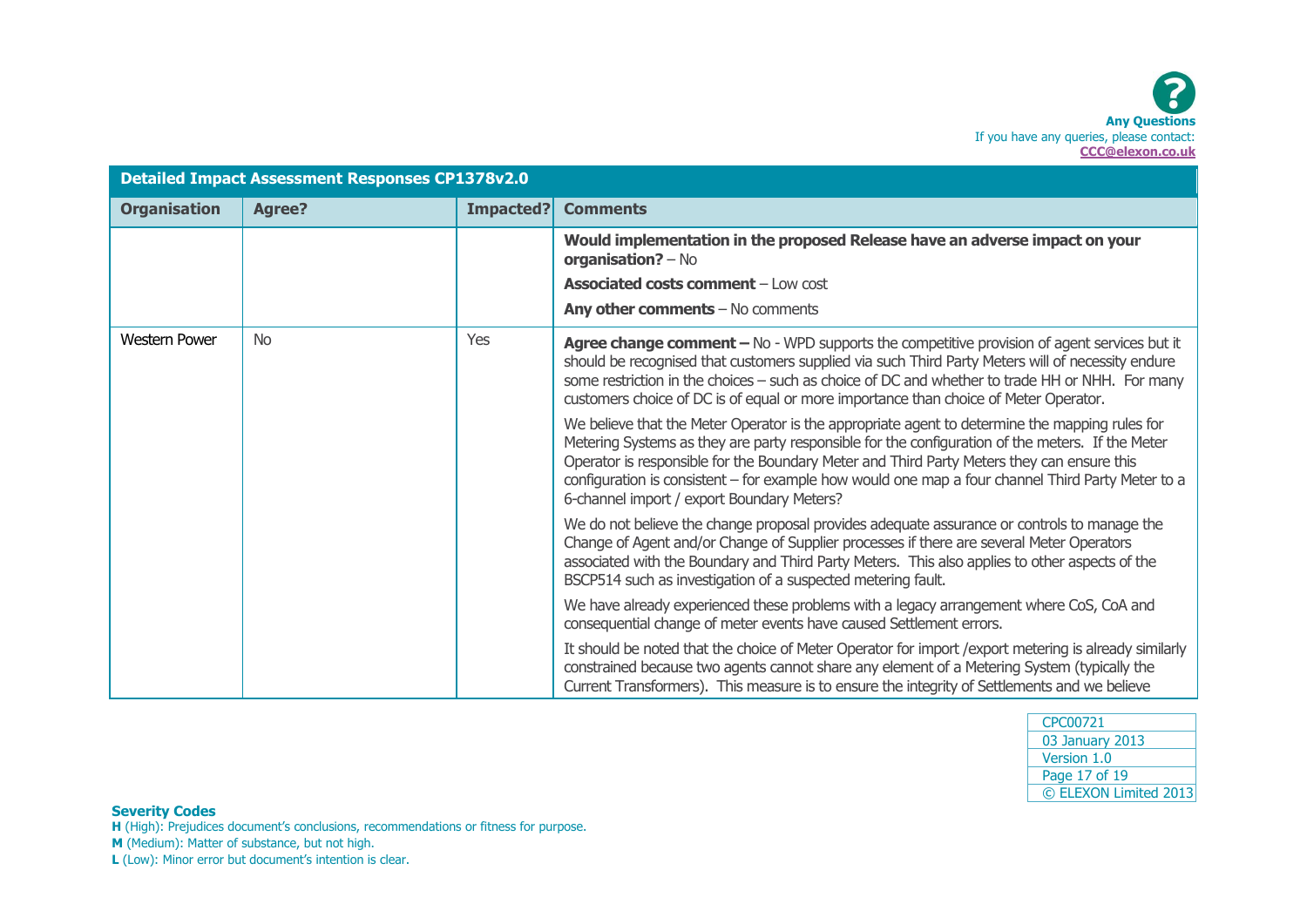**Any Questions**
If you have any queries, please contact:
**CCC@elexon.co.uk**

| Detailed Impact Assessment Responses CP1378v2.0 | | | |
|---|---|---|---|
| **Organisation** | **Agree?** | **Impacted?** | **Comments** |
| | | | **Would implementation in the proposed Release have an adverse impact on your organisation?** – No<br><br>**Associated costs comment** – Low cost<br><br>**Any other comments** – No comments |
| Western Power | No | Yes | **Agree change comment –** No - WPD supports the competitive provision of agent services but it should be recognised that customers supplied via such Third Party Meters will of necessity endure some restriction in the choices – such as choice of DC and whether to trade HH or NHH. For many customers choice of DC is of equal or more importance than choice of Meter Operator.<br><br>We believe that the Meter Operator is the appropriate agent to determine the mapping rules for Metering Systems as they are party responsible for the configuration of the meters. If the Meter Operator is responsible for the Boundary Meter and Third Party Meters they can ensure this configuration is consistent – for example how would one map a four channel Third Party Meter to a 6-channel import / export Boundary Meters?<br><br>We do not believe the change proposal provides adequate assurance or controls to manage the Change of Agent and/or Change of Supplier processes if there are several Meter Operators associated with the Boundary and Third Party Meters. This also applies to other aspects of the BSCP514 such as investigation of a suspected metering fault.<br><br>We have already experienced these problems with a legacy arrangement where CoS, CoA and consequential change of meter events have caused Settlement errors.<br><br>It should be noted that the choice of Meter Operator for import /export metering is already similarly constrained because two agents cannot share any element of a Metering System (typically the Current Transformers). This measure is to ensure the integrity of Settlements and we believe |

**Severity Codes**
**H** (High): Prejudices document's conclusions, recommendations or fitness for purpose.
**M** (Medium): Matter of substance, but not high.
**L** (Low): Minor error but document's intention is clear.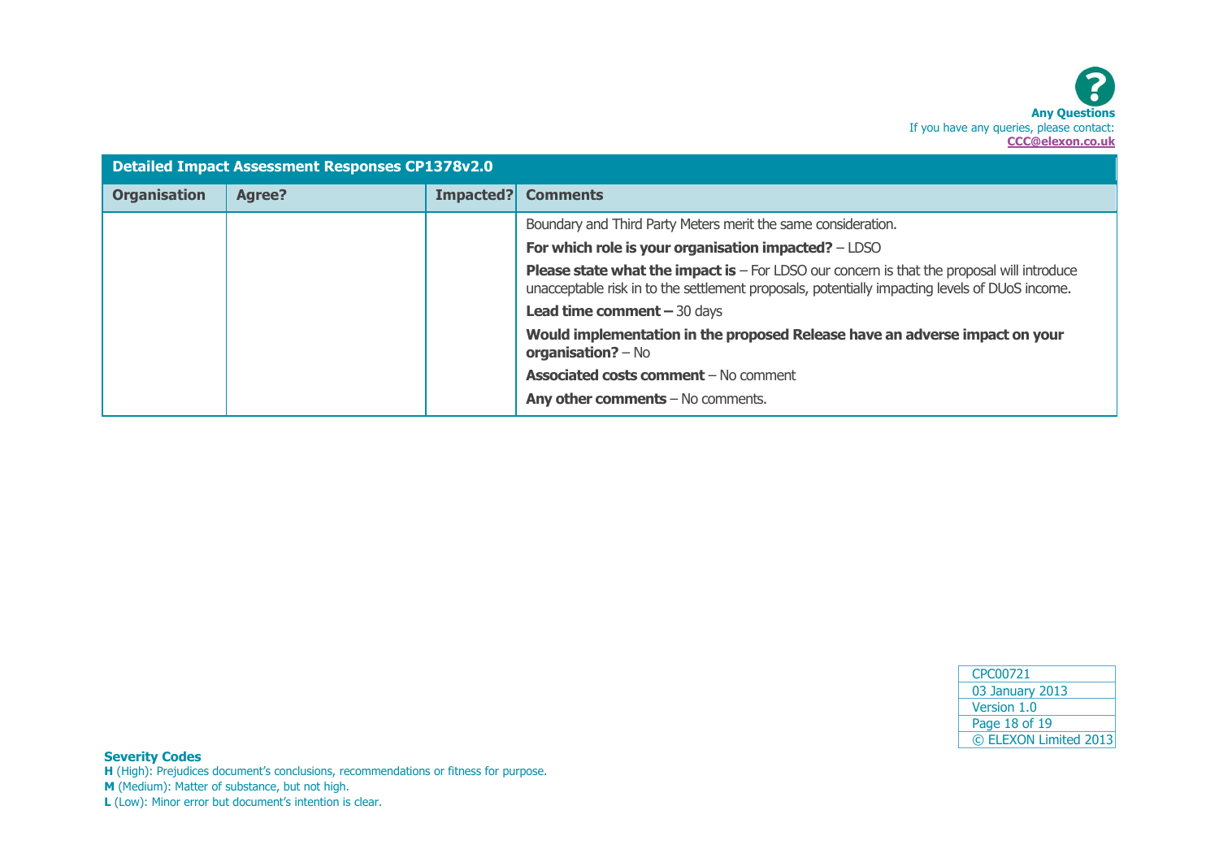**Any Questions**
If you have any queries, please contact:
**CCC@elexon.co.uk**

| Detailed Impact Assessment Responses CP1378v2.0 | | | |
|---|---|---|---|
| **Organisation** | **Agree?** | **Impacted?** | **Comments** |
| | | | Boundary and Third Party Meters merit the same consideration.<br>**For which role is your organisation impacted?** – LDSO<br>**Please state what the impact is** – For LDSO our concern is that the proposal will introduce unacceptable risk in to the settlement proposals, potentially impacting levels of DUoS income.<br>**Lead time comment –** 30 days<br>**Would implementation in the proposed Release have an adverse impact on your organisation?** – No<br>**Associated costs comment** – No comment<br>**Any other comments** – No comments. |

**Severity Codes**
**H** (High): Prejudices document's conclusions, recommendations or fitness for purpose.
**M** (Medium): Matter of substance, but not high.
**L** (Low): Minor error but document's intention is clear.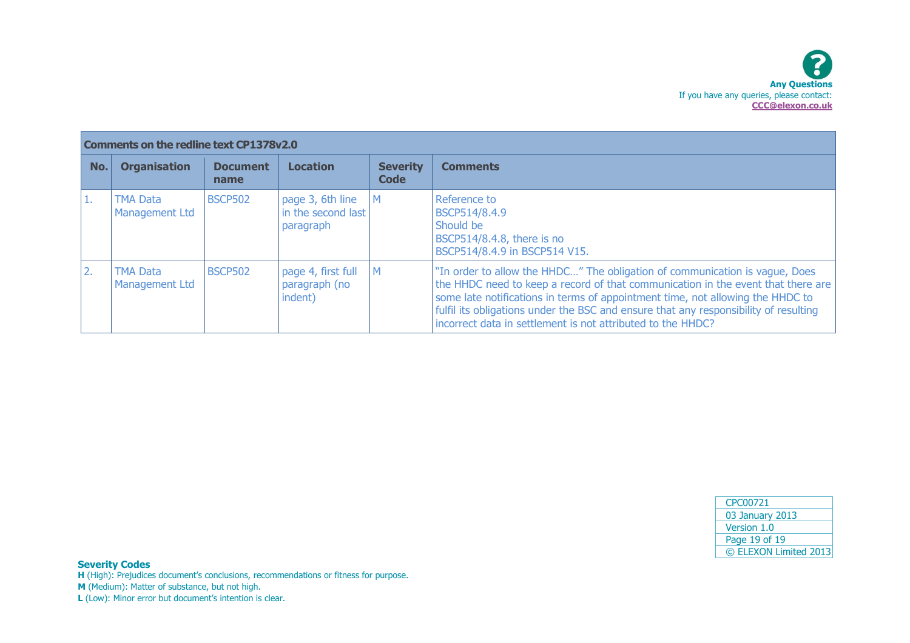**Any Questions**
If you have any queries, please contact:
**CCC@elexon.co.uk**

| Comments on the redline text CP1378v2.0 | | | | | |
|---|---|---|---|---|---|
| **No.** | **Organisation** | **Document name** | **Location** | **Severity Code** | **Comments** |
| 1. | TMA Data Management Ltd | BSCP502 | page 3, 6th line in the second last paragraph | M | Reference to BSCP514/8.4.9 Should be BSCP514/8.4.8, there is no BSCP514/8.4.9 in BSCP514 V15. |
| 2. | TMA Data Management Ltd | BSCP502 | page 4, first full paragraph (no indent) | M | "In order to allow the HHDC…" The obligation of communication is vague, Does the HHDC need to keep a record of that communication in the event that there are some late notifications in terms of appointment time, not allowing the HHDC to fulfil its obligations under the BSC and ensure that any responsibility of resulting incorrect data in settlement is not attributed to the HHDC? |

**Severity Codes**

**H** (High): Prejudices document's conclusions, recommendations or fitness for purpose.

**M** (Medium): Matter of substance, but not high.

**L** (Low): Minor error but document's intention is clear.